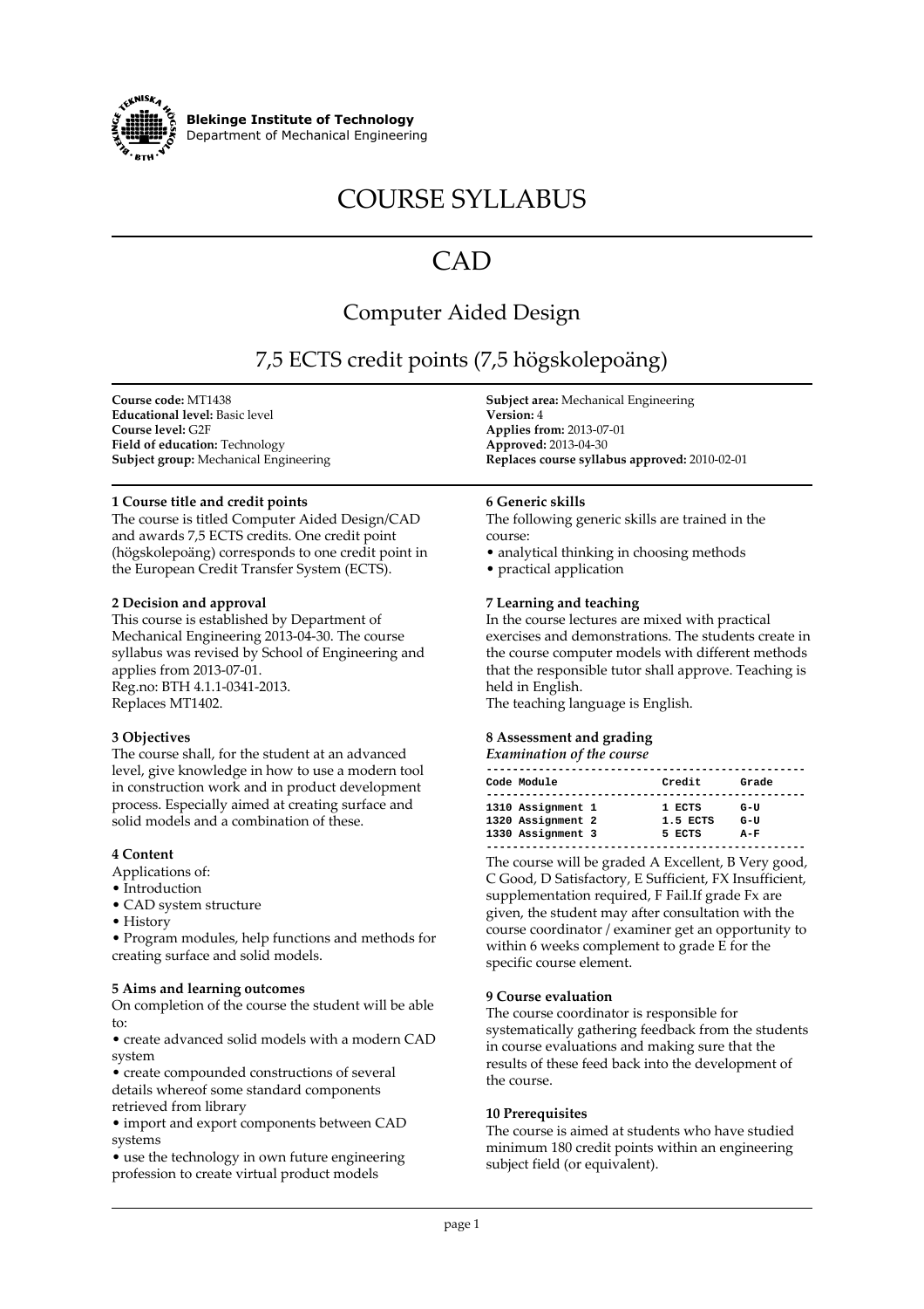**Blekinge Institute of Technology**
Department of Mechanical Engineering

# COURSE SYLLABUS

# CAD

## Computer Aided Design

## 7,5 ECTS credit points (7,5 högskolepoäng)

**Course code:** MT1438
**Educational level:** Basic level
**Course level:** G2F
**Field of education:** Technology
**Subject group:** Mechanical Engineering
**Subject area:** Mechanical Engineering
**Version:** 4
**Applies from:** 2013-07-01
**Approved:** 2013-04-30
**Replaces course syllabus approved:** 2010-02-01

### 1 Course title and credit points

The course is titled Computer Aided Design/CAD and awards 7,5 ECTS credits. One credit point (högskolepoäng) corresponds to one credit point in the European Credit Transfer System (ECTS).

### 2 Decision and approval

This course is established by Department of Mechanical Engineering 2013-04-30. The course syllabus was revised by School of Engineering and applies from 2013-07-01.
Reg.no: BTH 4.1.1-0341-2013.
Replaces MT1402.

### 3 Objectives

The course shall, for the student at an advanced level, give knowledge in how to use a modern tool in construction work and in product development process. Especially aimed at creating surface and solid models and a combination of these.

### 4 Content

Applications of:
- Introduction
- CAD system structure
- History
- Program modules, help functions and methods for creating surface and solid models.

### 5 Aims and learning outcomes

On completion of the course the student will be able to:
- create advanced solid models with a modern CAD system
- create compounded constructions of several details whereof some standard components retrieved from library
- import and export components between CAD systems
- use the technology in own future engineering profession to create virtual product models

### 6 Generic skills

The following generic skills are trained in the course:
- analytical thinking in choosing methods
- practical application

### 7 Learning and teaching

In the course lectures are mixed with practical exercises and demonstrations. The students create in the course computer models with different methods that the responsible tutor shall approve. Teaching is held in English.
The teaching language is English.

### 8 Assessment and grading

*Examination of the course*

| Code | Module | Credit | Grade |
|---|---|---|---|
| 1310 | Assignment 1 | 1 ECTS | G-U |
| 1320 | Assignment 2 | 1.5 ECTS | G-U |
| 1330 | Assignment 3 | 5 ECTS | A-F |

The course will be graded A Excellent, B Very good, C Good, D Satisfactory, E Sufficient, FX Insufficient, supplementation required, F Fail.If grade Fx are given, the student may after consultation with the course coordinator / examiner get an opportunity to within 6 weeks complement to grade E for the specific course element.

### 9 Course evaluation

The course coordinator is responsible for systematically gathering feedback from the students in course evaluations and making sure that the results of these feed back into the development of the course.

### 10 Prerequisites

The course is aimed at students who have studied minimum 180 credit points within an engineering subject field (or equivalent).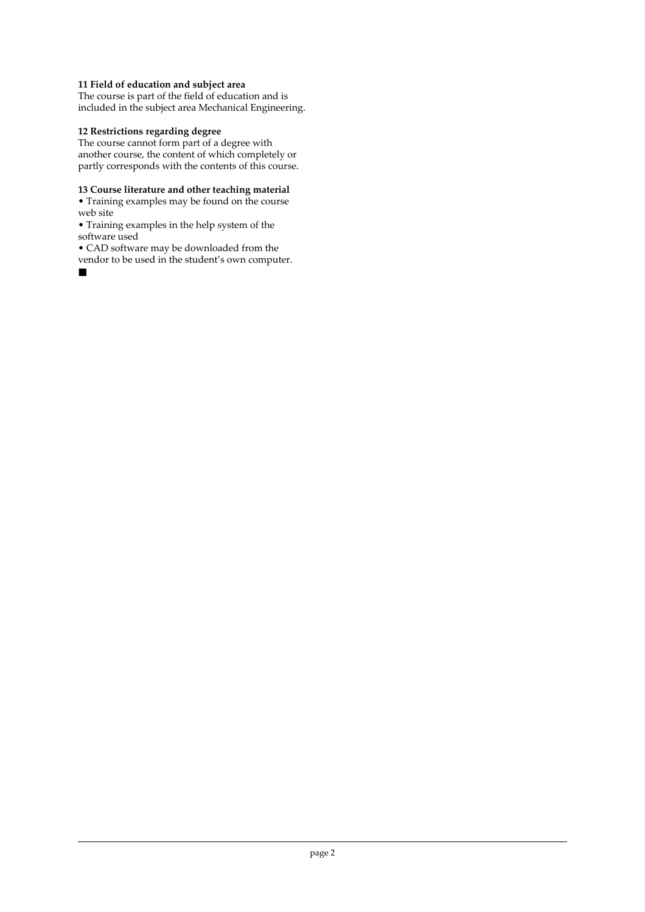**11 Field of education and subject area**
The course is part of the field of education and is included in the subject area Mechanical Engineering.

**12 Restrictions regarding degree**
The course cannot form part of a degree with another course, the content of which completely or partly corresponds with the contents of this course.

**13 Course literature and other teaching material**

- Training examples may be found on the course web site
- Training examples in the help system of the software used
- CAD software may be downloaded from the vendor to be used in the student's own computer.

■